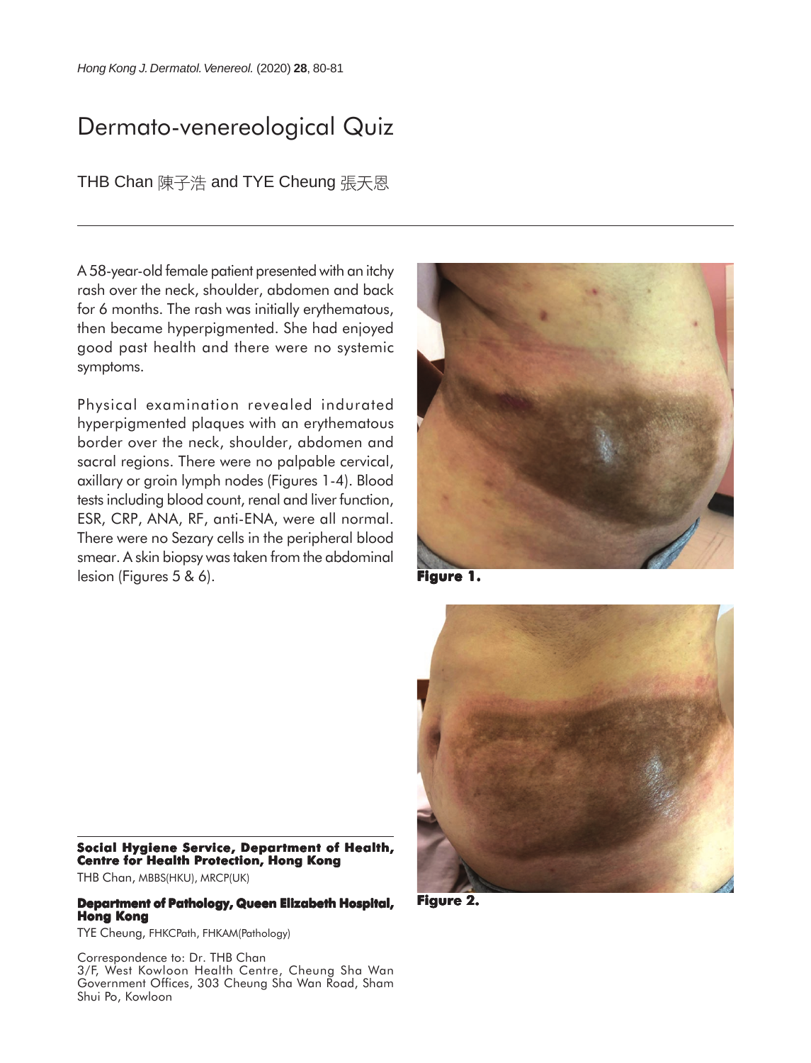# Dermato-venereological Quiz

THB Chan 陳子浩 and TYE Cheung 張天恩

A 58-year-old female patient presented with an itchy rash over the neck, shoulder, abdomen and back for 6 months. The rash was initially erythematous, then became hyperpigmented. She had enjoyed good past health and there were no systemic symptoms.

Physical examination revealed indurated hyperpigmented plaques with an erythematous border over the neck, shoulder, abdomen and sacral regions. There were no palpable cervical, axillary or groin lymph nodes (Figures 1-4). Blood tests including blood count, renal and liver function, ESR, CRP, ANA, RF, anti-ENA, were all normal. There were no Sezary cells in the peripheral blood smear. A skin biopsy was taken from the abdominal lesion (Figures 5 & 6).

**Figure 1.**

**Figure 2.**

---

**Social Hygiene Service, Department of Health, Centre for Health Protection, Hong Kong**

THB Chan, MBBS(HKU), MRCP(UK)

**Department of Pathology, Queen Elizabeth Hospital, Hong Kong**

TYE Cheung, FHKCPath, FHKAM(Pathology)

Correspondence to: Dr. THB Chan
3/F, West Kowloon Health Centre, Cheung Sha Wan Government Offices, 303 Cheung Sha Wan Road, Sham Shui Po, Kowloon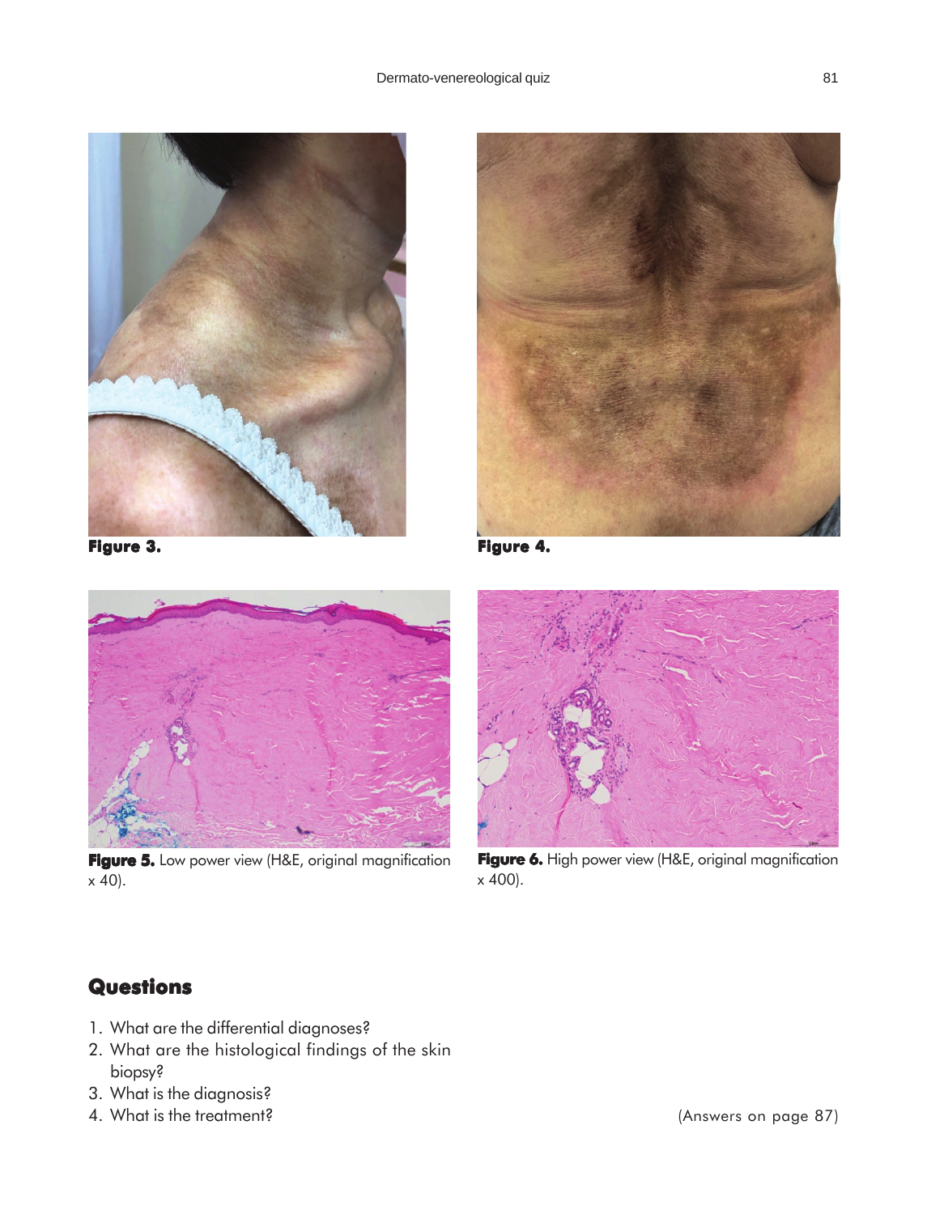Figure 3.

Figure 4.

**Figure 5.** Low power view (H&E, original magnification x 40).

**Figure 6.** High power view (H&E, original magnification x 400).

## Questions

1. What are the differential diagnoses?
2. What are the histological findings of the skin biopsy?
3. What is the diagnosis?
4. What is the treatment?

(Answers on page 87)